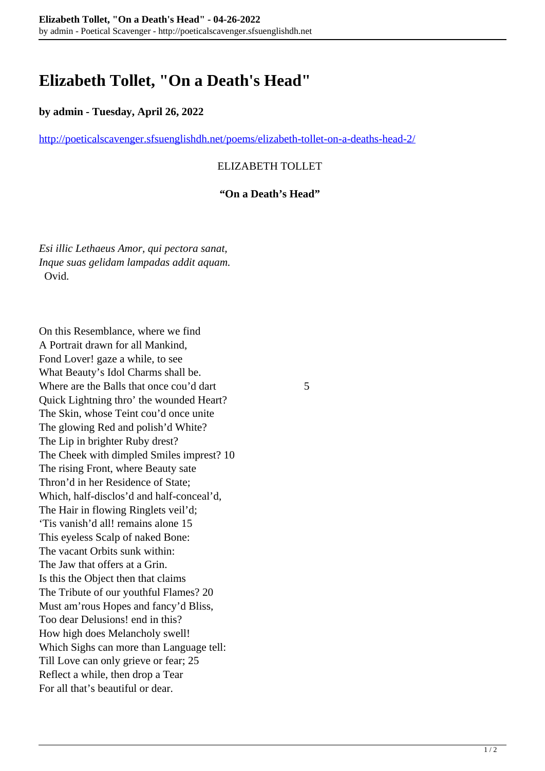# Elizabeth Tollet, "On a Death's Head"

**by admin - Tuesday, April 26, 2022**

http://poeticalscavenger.sfsuenglishdh.net/poems/elizabeth-tollet-on-a-deaths-head-2/

ELIZABETH TOLLET

**"On a Death's Head"**

*Esi illic Lethaeus Amor, qui pectora sanat,*
*Inque suas gelidam lampadas addit aquam.*
Ovid.

On this Resemblance, where we find
A Portrait drawn for all Mankind,
Fond Lover! gaze a while, to see
What Beauty's Idol Charms shall be.
Where are the Balls that once cou'd dart 5
Quick Lightning thro' the wounded Heart?
The Skin, whose Teint cou'd once unite
The glowing Red and polish'd White?
The Lip in brighter Ruby drest?
The Cheek with dimpled Smiles imprest? 10
The rising Front, where Beauty sate
Thron'd in her Residence of State;
Which, half-disclos'd and half-conceal'd,
The Hair in flowing Ringlets veil'd;
'Tis vanish'd all! remains alone 15
This eyeless Scalp of naked Bone:
The vacant Orbits sunk within:
The Jaw that offers at a Grin.
Is this the Object then that claims
The Tribute of our youthful Flames? 20
Must am'rous Hopes and fancy'd Bliss,
Too dear Delusions! end in this?
How high does Melancholy swell!
Which Sighs can more than Language tell:
Till Love can only grieve or fear; 25
Reflect a while, then drop a Tear
For all that's beautiful or dear.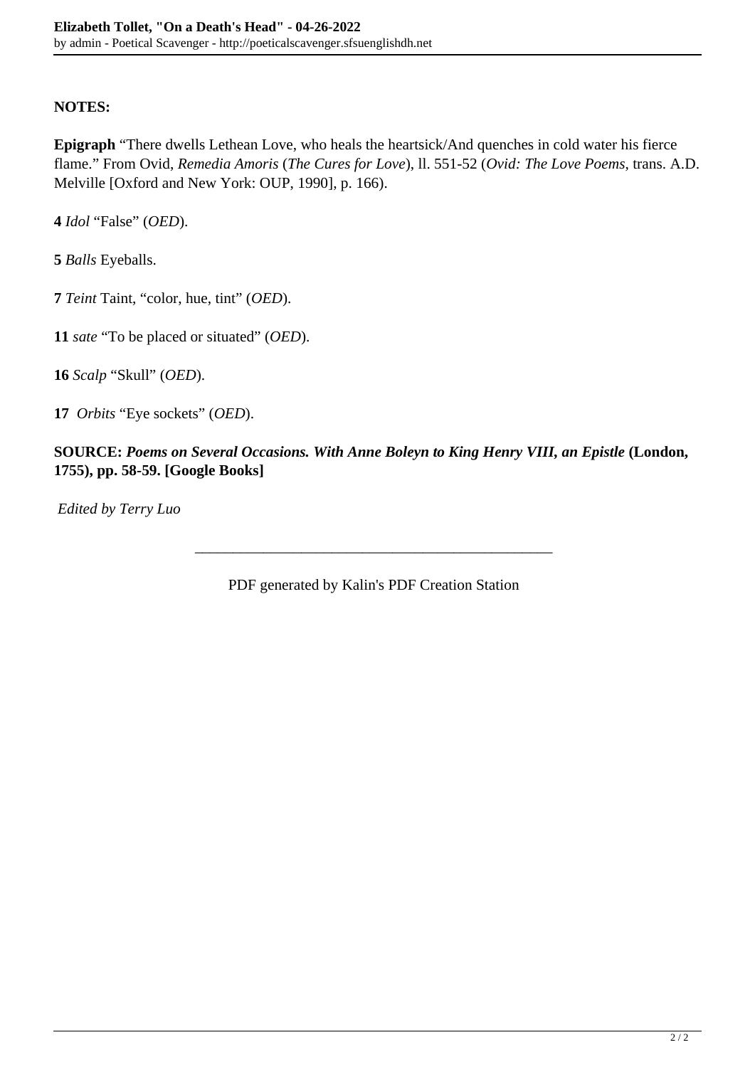**NOTES:**

**Epigraph** "There dwells Lethean Love, who heals the heartsick/And quenches in cold water his fierce flame." From Ovid, *Remedia Amoris* (*The Cures for Love*), ll. 551-52 (*Ovid: The Love Poems*, trans. A.D. Melville [Oxford and New York: OUP, 1990], p. 166).

**4** *Idol* "False" (*OED*).

**5** *Balls* Eyeballs.

**7** *Teint* Taint, "color, hue, tint" (*OED*).

**11** *sate* "To be placed or situated" (*OED*).

**16** *Scalp* "Skull" (*OED*).

**17** *Orbits* "Eye sockets" (*OED*).

**SOURCE:** ***Poems on Several Occasions. With Anne Boleyn to King Henry VIII, an Epistle*** **(London, 1755), pp. 58-59. [Google Books]**

*Edited by Terry Luo*

---

PDF generated by Kalin's PDF Creation Station